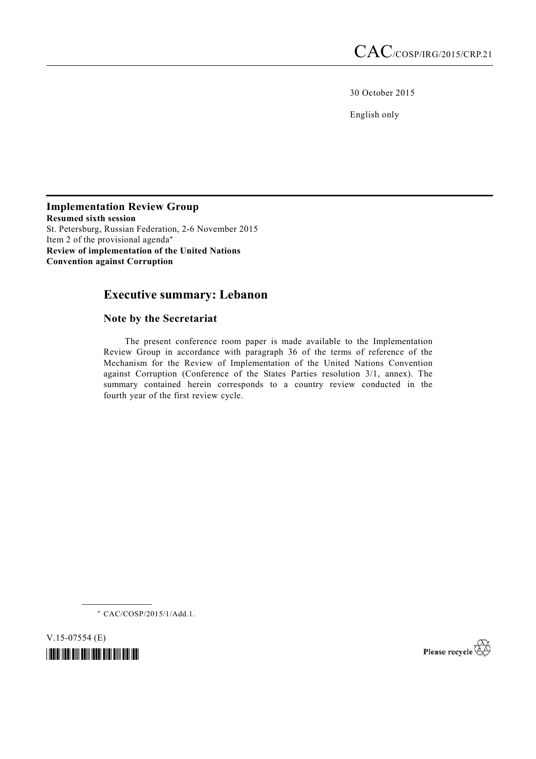CAC/COSP/IRG/2015/CRP.21

30 October 2015

English only

**Implementation Review Group**
**Resumed sixth session**
St. Petersburg, Russian Federation, 2-6 November 2015
Item 2 of the provisional agenda*
**Review of implementation of the United Nations Convention against Corruption**

# Executive summary: Lebanon

## Note by the Secretariat

The present conference room paper is made available to the Implementation Review Group in accordance with paragraph 36 of the terms of reference of the Mechanism for the Review of Implementation of the United Nations Convention against Corruption (Conference of the States Parties resolution 3/1, annex). The summary contained herein corresponds to a country review conducted in the fourth year of the first review cycle.

* CAC/COSP/2015/1/Add.1.

V.15-07554 (E)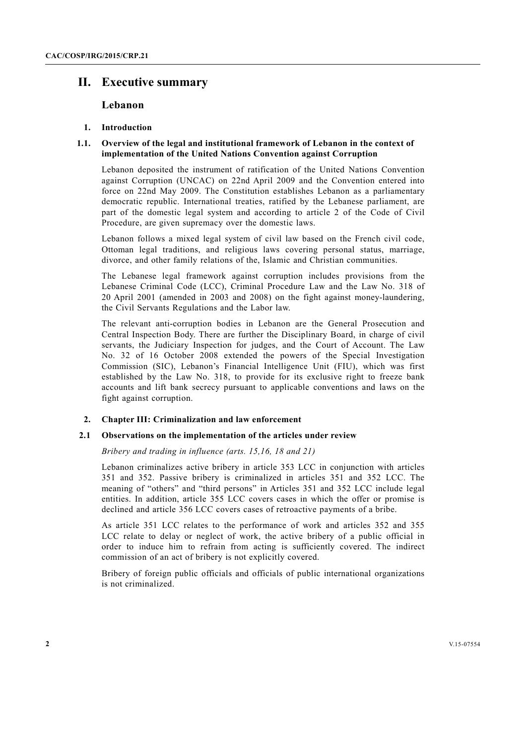## II. Executive summary

### Lebanon

#### 1. Introduction

#### 1.1. Overview of the legal and institutional framework of Lebanon in the context of implementation of the United Nations Convention against Corruption

Lebanon deposited the instrument of ratification of the United Nations Convention against Corruption (UNCAC) on 22nd April 2009 and the Convention entered into force on 22nd May 2009. The Constitution establishes Lebanon as a parliamentary democratic republic. International treaties, ratified by the Lebanese parliament, are part of the domestic legal system and according to article 2 of the Code of Civil Procedure, are given supremacy over the domestic laws.

Lebanon follows a mixed legal system of civil law based on the French civil code, Ottoman legal traditions, and religious laws covering personal status, marriage, divorce, and other family relations of the, Islamic and Christian communities.

The Lebanese legal framework against corruption includes provisions from the Lebanese Criminal Code (LCC), Criminal Procedure Law and the Law No. 318 of 20 April 2001 (amended in 2003 and 2008) on the fight against money-laundering, the Civil Servants Regulations and the Labor law.

The relevant anti-corruption bodies in Lebanon are the General Prosecution and Central Inspection Body. There are further the Disciplinary Board, in charge of civil servants, the Judiciary Inspection for judges, and the Court of Account. The Law No. 32 of 16 October 2008 extended the powers of the Special Investigation Commission (SIC), Lebanon's Financial Intelligence Unit (FIU), which was first established by the Law No. 318, to provide for its exclusive right to freeze bank accounts and lift bank secrecy pursuant to applicable conventions and laws on the fight against corruption.

#### 2. Chapter III: Criminalization and law enforcement

#### 2.1 Observations on the implementation of the articles under review

*Bribery and trading in influence (arts. 15,16, 18 and 21)*

Lebanon criminalizes active bribery in article 353 LCC in conjunction with articles 351 and 352. Passive bribery is criminalized in articles 351 and 352 LCC. The meaning of "others" and "third persons" in Articles 351 and 352 LCC include legal entities. In addition, article 355 LCC covers cases in which the offer or promise is declined and article 356 LCC covers cases of retroactive payments of a bribe.

As article 351 LCC relates to the performance of work and articles 352 and 355 LCC relate to delay or neglect of work, the active bribery of a public official in order to induce him to refrain from acting is sufficiently covered. The indirect commission of an act of bribery is not explicitly covered.

Bribery of foreign public officials and officials of public international organizations is not criminalized.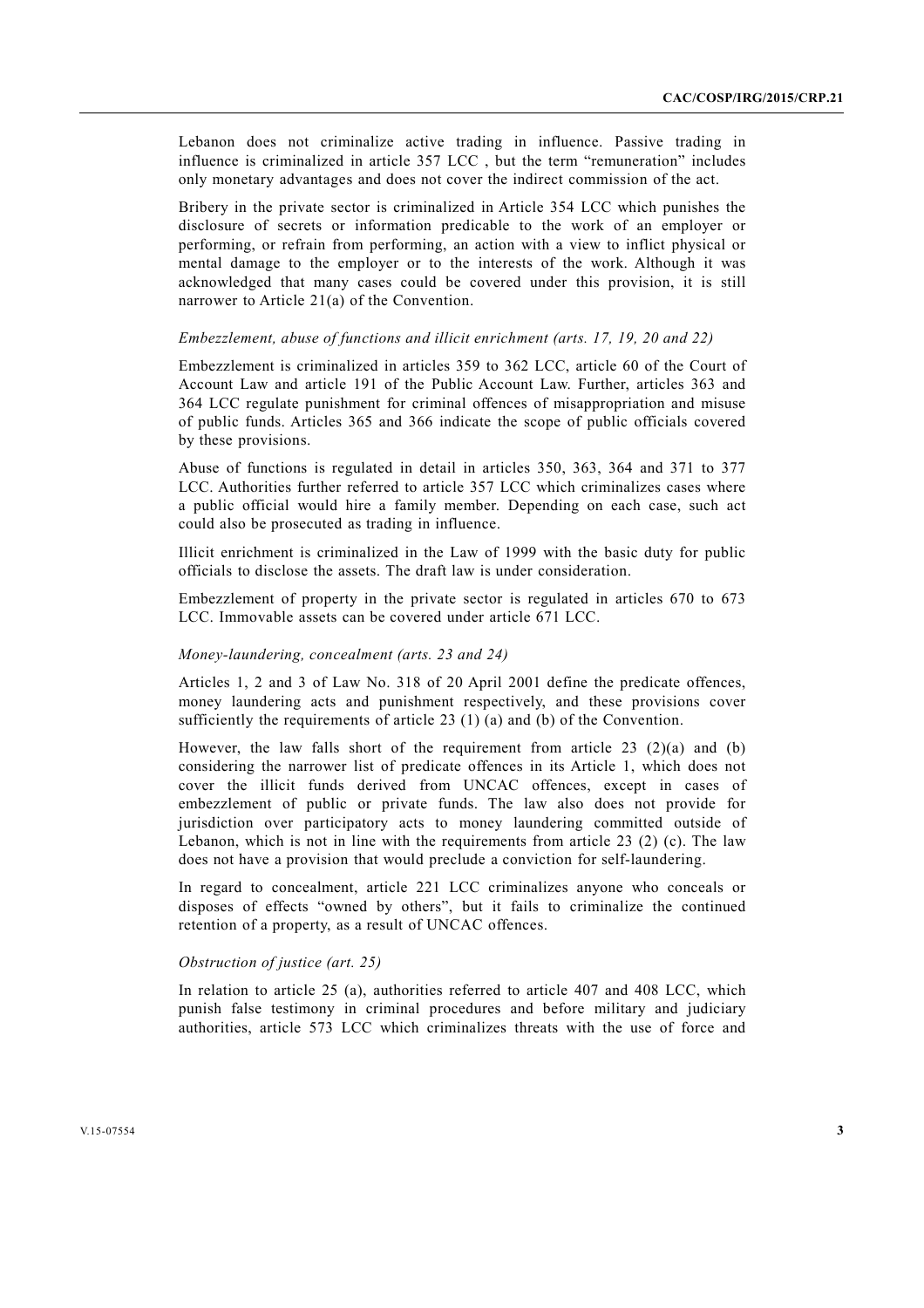Lebanon does not criminalize active trading in influence. Passive trading in influence is criminalized in article 357 LCC , but the term "remuneration" includes only monetary advantages and does not cover the indirect commission of the act.

Bribery in the private sector is criminalized in Article 354 LCC which punishes the disclosure of secrets or information predicable to the work of an employer or performing, or refrain from performing, an action with a view to inflict physical or mental damage to the employer or to the interests of the work. Although it was acknowledged that many cases could be covered under this provision, it is still narrower to Article 21(a) of the Convention.

*Embezzlement, abuse of functions and illicit enrichment (arts. 17, 19, 20 and 22)*

Embezzlement is criminalized in articles 359 to 362 LCC, article 60 of the Court of Account Law and article 191 of the Public Account Law. Further, articles 363 and 364 LCC regulate punishment for criminal offences of misappropriation and misuse of public funds. Articles 365 and 366 indicate the scope of public officials covered by these provisions.

Abuse of functions is regulated in detail in articles 350, 363, 364 and 371 to 377 LCC. Authorities further referred to article 357 LCC which criminalizes cases where a public official would hire a family member. Depending on each case, such act could also be prosecuted as trading in influence.

Illicit enrichment is criminalized in the Law of 1999 with the basic duty for public officials to disclose the assets. The draft law is under consideration.

Embezzlement of property in the private sector is regulated in articles 670 to 673 LCC. Immovable assets can be covered under article 671 LCC.

*Money-laundering, concealment (arts. 23 and 24)*

Articles 1, 2 and 3 of Law No. 318 of 20 April 2001 define the predicate offences, money laundering acts and punishment respectively, and these provisions cover sufficiently the requirements of article 23 (1) (a) and (b) of the Convention.

However, the law falls short of the requirement from article 23 (2)(a) and (b) considering the narrower list of predicate offences in its Article 1, which does not cover the illicit funds derived from UNCAC offences, except in cases of embezzlement of public or private funds. The law also does not provide for jurisdiction over participatory acts to money laundering committed outside of Lebanon, which is not in line with the requirements from article 23 (2) (c). The law does not have a provision that would preclude a conviction for self-laundering.

In regard to concealment, article 221 LCC criminalizes anyone who conceals or disposes of effects "owned by others", but it fails to criminalize the continued retention of a property, as a result of UNCAC offences.

*Obstruction of justice (art. 25)*

In relation to article 25 (a), authorities referred to article 407 and 408 LCC, which punish false testimony in criminal procedures and before military and judiciary authorities, article 573 LCC which criminalizes threats with the use of force and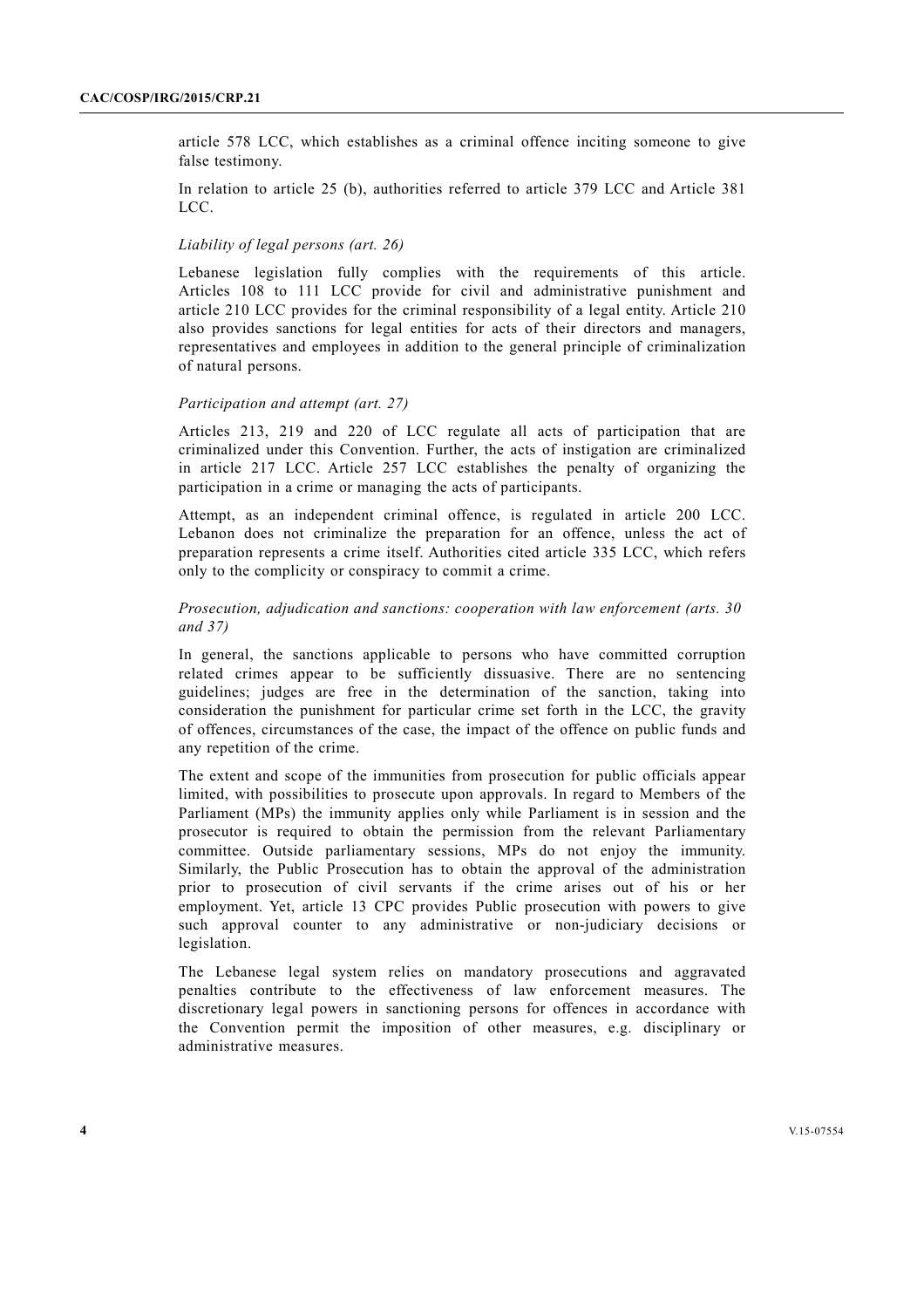article 578 LCC, which establishes as a criminal offence inciting someone to give false testimony.

In relation to article 25 (b), authorities referred to article 379 LCC and Article 381 LCC.

*Liability of legal persons (art. 26)*

Lebanese legislation fully complies with the requirements of this article. Articles 108 to 111 LCC provide for civil and administrative punishment and article 210 LCC provides for the criminal responsibility of a legal entity. Article 210 also provides sanctions for legal entities for acts of their directors and managers, representatives and employees in addition to the general principle of criminalization of natural persons.

*Participation and attempt (art. 27)*

Articles 213, 219 and 220 of LCC regulate all acts of participation that are criminalized under this Convention. Further, the acts of instigation are criminalized in article 217 LCC. Article 257 LCC establishes the penalty of organizing the participation in a crime or managing the acts of participants.

Attempt, as an independent criminal offence, is regulated in article 200 LCC. Lebanon does not criminalize the preparation for an offence, unless the act of preparation represents a crime itself. Authorities cited article 335 LCC, which refers only to the complicity or conspiracy to commit a crime.

*Prosecution, adjudication and sanctions: cooperation with law enforcement (arts. 30 and 37)*

In general, the sanctions applicable to persons who have committed corruption related crimes appear to be sufficiently dissuasive. There are no sentencing guidelines; judges are free in the determination of the sanction, taking into consideration the punishment for particular crime set forth in the LCC, the gravity of offences, circumstances of the case, the impact of the offence on public funds and any repetition of the crime.

The extent and scope of the immunities from prosecution for public officials appear limited, with possibilities to prosecute upon approvals. In regard to Members of the Parliament (MPs) the immunity applies only while Parliament is in session and the prosecutor is required to obtain the permission from the relevant Parliamentary committee. Outside parliamentary sessions, MPs do not enjoy the immunity. Similarly, the Public Prosecution has to obtain the approval of the administration prior to prosecution of civil servants if the crime arises out of his or her employment. Yet, article 13 CPC provides Public prosecution with powers to give such approval counter to any administrative or non-judiciary decisions or legislation.

The Lebanese legal system relies on mandatory prosecutions and aggravated penalties contribute to the effectiveness of law enforcement measures. The discretionary legal powers in sanctioning persons for offences in accordance with the Convention permit the imposition of other measures, e.g. disciplinary or administrative measures.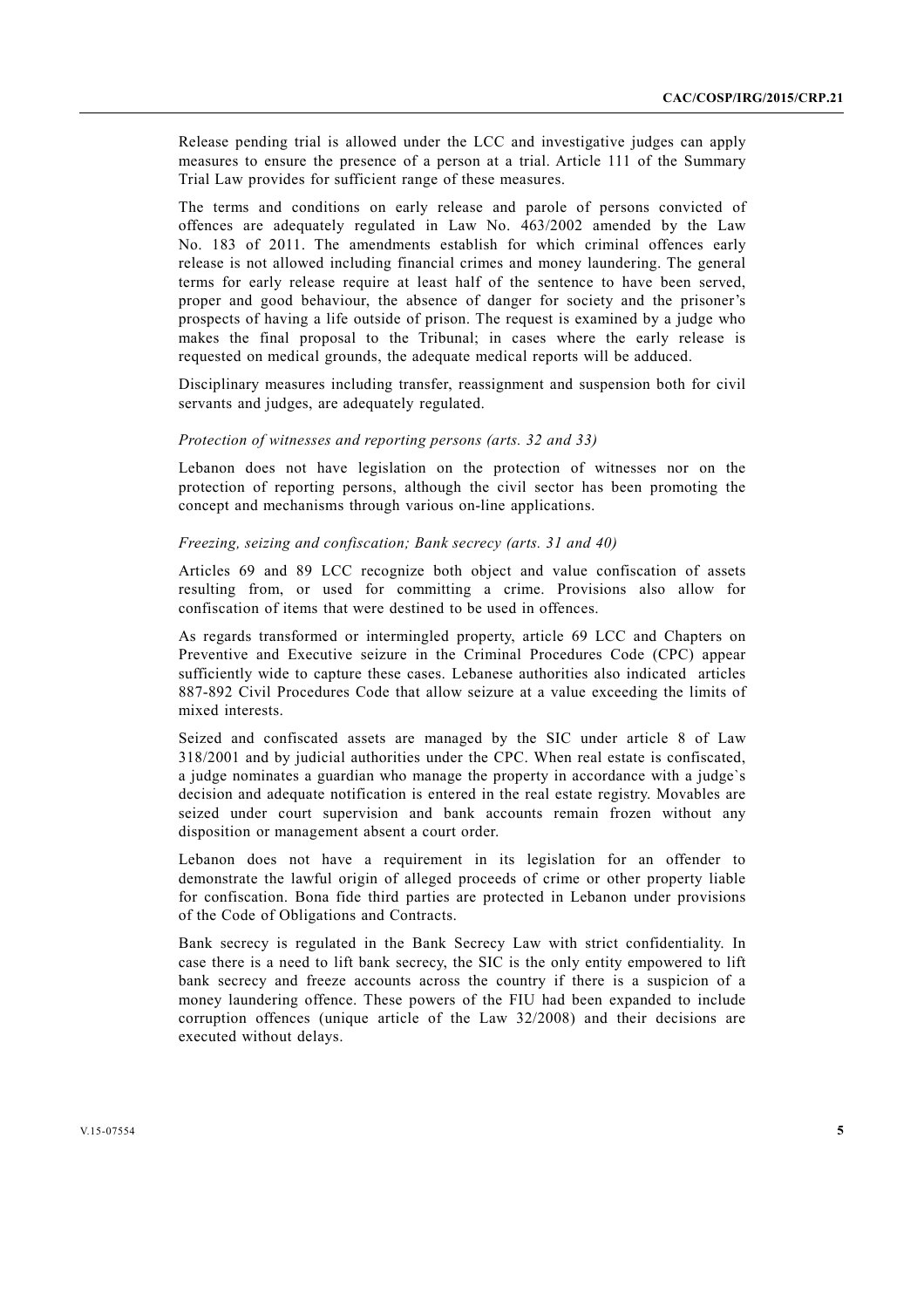Release pending trial is allowed under the LCC and investigative judges can apply measures to ensure the presence of a person at a trial. Article 111 of the Summary Trial Law provides for sufficient range of these measures.

The terms and conditions on early release and parole of persons convicted of offences are adequately regulated in Law No. 463/2002 amended by the Law No. 183 of 2011. The amendments establish for which criminal offences early release is not allowed including financial crimes and money laundering. The general terms for early release require at least half of the sentence to have been served, proper and good behaviour, the absence of danger for society and the prisoner's prospects of having a life outside of prison. The request is examined by a judge who makes the final proposal to the Tribunal; in cases where the early release is requested on medical grounds, the adequate medical reports will be adduced.

Disciplinary measures including transfer, reassignment and suspension both for civil servants and judges, are adequately regulated.

*Protection of witnesses and reporting persons (arts. 32 and 33)*

Lebanon does not have legislation on the protection of witnesses nor on the protection of reporting persons, although the civil sector has been promoting the concept and mechanisms through various on-line applications.

*Freezing, seizing and confiscation; Bank secrecy (arts. 31 and 40)*

Articles 69 and 89 LCC recognize both object and value confiscation of assets resulting from, or used for committing a crime. Provisions also allow for confiscation of items that were destined to be used in offences.

As regards transformed or intermingled property, article 69 LCC and Chapters on Preventive and Executive seizure in the Criminal Procedures Code (CPC) appear sufficiently wide to capture these cases. Lebanese authorities also indicated articles 887-892 Civil Procedures Code that allow seizure at a value exceeding the limits of mixed interests.

Seized and confiscated assets are managed by the SIC under article 8 of Law 318/2001 and by judicial authorities under the CPC. When real estate is confiscated, a judge nominates a guardian who manage the property in accordance with a judge`s decision and adequate notification is entered in the real estate registry. Movables are seized under court supervision and bank accounts remain frozen without any disposition or management absent a court order.

Lebanon does not have a requirement in its legislation for an offender to demonstrate the lawful origin of alleged proceeds of crime or other property liable for confiscation. Bona fide third parties are protected in Lebanon under provisions of the Code of Obligations and Contracts.

Bank secrecy is regulated in the Bank Secrecy Law with strict confidentiality. In case there is a need to lift bank secrecy, the SIC is the only entity empowered to lift bank secrecy and freeze accounts across the country if there is a suspicion of a money laundering offence. These powers of the FIU had been expanded to include corruption offences (unique article of the Law 32/2008) and their decisions are executed without delays.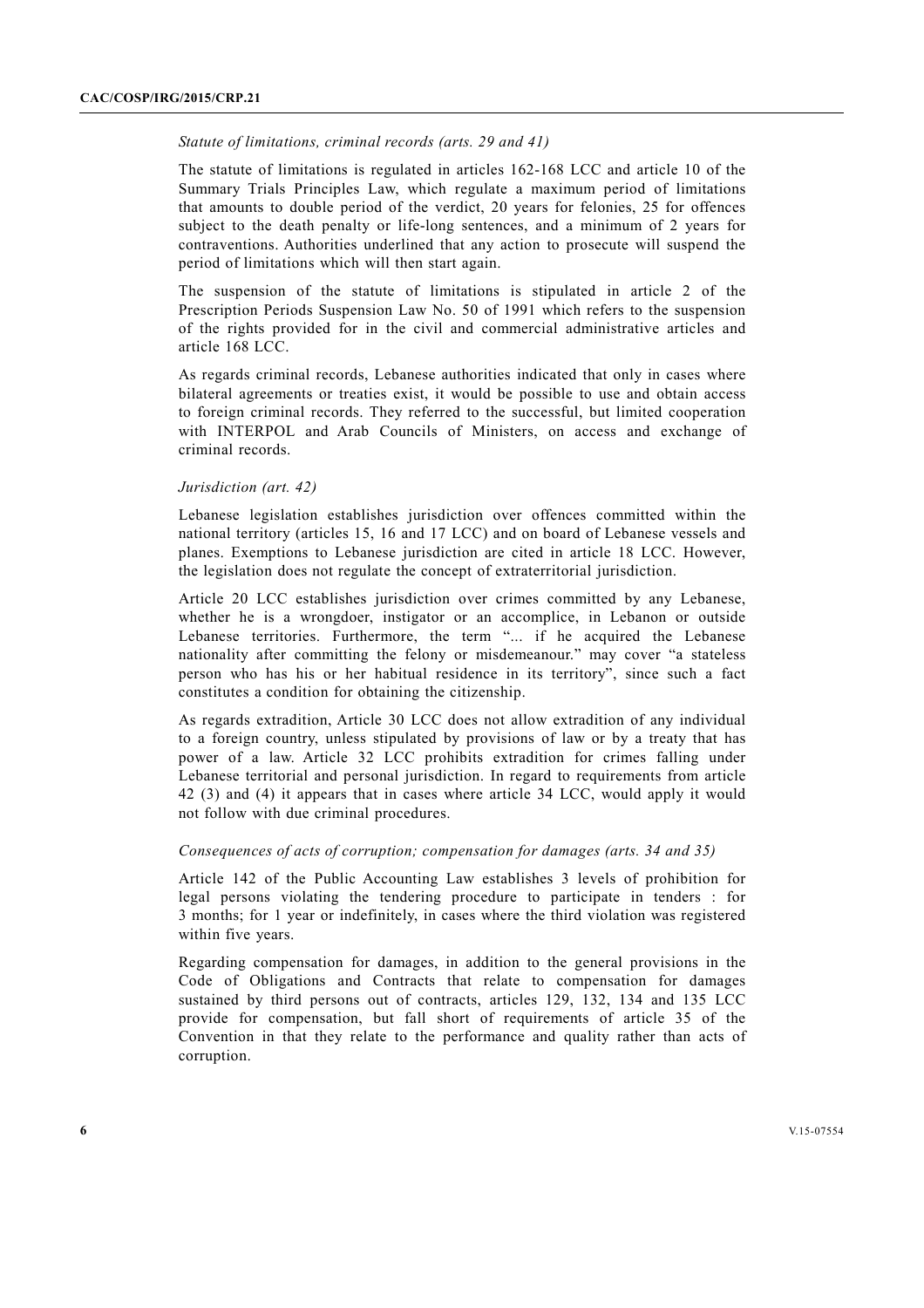*Statute of limitations, criminal records (arts. 29 and 41)*

The statute of limitations is regulated in articles 162-168 LCC and article 10 of the Summary Trials Principles Law, which regulate a maximum period of limitations that amounts to double period of the verdict, 20 years for felonies, 25 for offences subject to the death penalty or life-long sentences, and a minimum of 2 years for contraventions. Authorities underlined that any action to prosecute will suspend the period of limitations which will then start again.

The suspension of the statute of limitations is stipulated in article 2 of the Prescription Periods Suspension Law No. 50 of 1991 which refers to the suspension of the rights provided for in the civil and commercial administrative articles and article 168 LCC.

As regards criminal records, Lebanese authorities indicated that only in cases where bilateral agreements or treaties exist, it would be possible to use and obtain access to foreign criminal records. They referred to the successful, but limited cooperation with INTERPOL and Arab Councils of Ministers, on access and exchange of criminal records.

*Jurisdiction (art. 42)*

Lebanese legislation establishes jurisdiction over offences committed within the national territory (articles 15, 16 and 17 LCC) and on board of Lebanese vessels and planes. Exemptions to Lebanese jurisdiction are cited in article 18 LCC. However, the legislation does not regulate the concept of extraterritorial jurisdiction.

Article 20 LCC establishes jurisdiction over crimes committed by any Lebanese, whether he is a wrongdoer, instigator or an accomplice, in Lebanon or outside Lebanese territories. Furthermore, the term "... if he acquired the Lebanese nationality after committing the felony or misdemeanour." may cover "a stateless person who has his or her habitual residence in its territory", since such a fact constitutes a condition for obtaining the citizenship.

As regards extradition, Article 30 LCC does not allow extradition of any individual to a foreign country, unless stipulated by provisions of law or by a treaty that has power of a law. Article 32 LCC prohibits extradition for crimes falling under Lebanese territorial and personal jurisdiction. In regard to requirements from article 42 (3) and (4) it appears that in cases where article 34 LCC, would apply it would not follow with due criminal procedures.

*Consequences of acts of corruption; compensation for damages (arts. 34 and 35)*

Article 142 of the Public Accounting Law establishes 3 levels of prohibition for legal persons violating the tendering procedure to participate in tenders : for 3 months; for 1 year or indefinitely, in cases where the third violation was registered within five years.

Regarding compensation for damages, in addition to the general provisions in the Code of Obligations and Contracts that relate to compensation for damages sustained by third persons out of contracts, articles 129, 132, 134 and 135 LCC provide for compensation, but fall short of requirements of article 35 of the Convention in that they relate to the performance and quality rather than acts of corruption.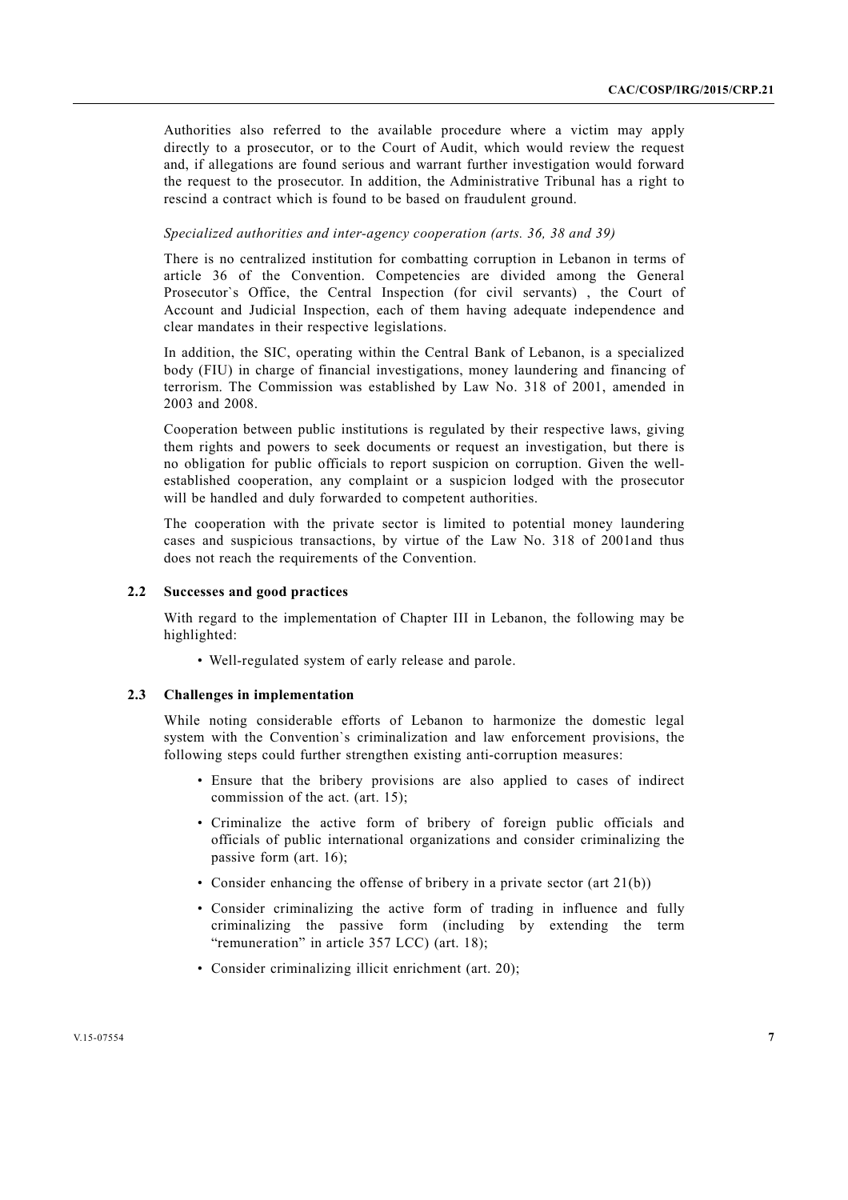Authorities also referred to the available procedure where a victim may apply directly to a prosecutor, or to the Court of Audit, which would review the request and, if allegations are found serious and warrant further investigation would forward the request to the prosecutor. In addition, the Administrative Tribunal has a right to rescind a contract which is found to be based on fraudulent ground.

*Specialized authorities and inter-agency cooperation (arts. 36, 38 and 39)*

There is no centralized institution for combatting corruption in Lebanon in terms of article 36 of the Convention. Competencies are divided among the General Prosecutor`s Office, the Central Inspection (for civil servants) , the Court of Account and Judicial Inspection, each of them having adequate independence and clear mandates in their respective legislations.

In addition, the SIC, operating within the Central Bank of Lebanon, is a specialized body (FIU) in charge of financial investigations, money laundering and financing of terrorism. The Commission was established by Law No. 318 of 2001, amended in 2003 and 2008.

Cooperation between public institutions is regulated by their respective laws, giving them rights and powers to seek documents or request an investigation, but there is no obligation for public officials to report suspicion on corruption. Given the well-established cooperation, any complaint or a suspicion lodged with the prosecutor will be handled and duly forwarded to competent authorities.

The cooperation with the private sector is limited to potential money laundering cases and suspicious transactions, by virtue of the Law No. 318 of 2001and thus does not reach the requirements of the Convention.

### 2.2 Successes and good practices

With regard to the implementation of Chapter III in Lebanon, the following may be highlighted:

- Well-regulated system of early release and parole.

### 2.3 Challenges in implementation

While noting considerable efforts of Lebanon to harmonize the domestic legal system with the Convention`s criminalization and law enforcement provisions, the following steps could further strengthen existing anti-corruption measures:

- Ensure that the bribery provisions are also applied to cases of indirect commission of the act. (art. 15);
- Criminalize the active form of bribery of foreign public officials and officials of public international organizations and consider criminalizing the passive form (art. 16);
- Consider enhancing the offense of bribery in a private sector (art 21(b))
- Consider criminalizing the active form of trading in influence and fully criminalizing the passive form (including by extending the term "remuneration" in article 357 LCC) (art. 18);
- Consider criminalizing illicit enrichment (art. 20);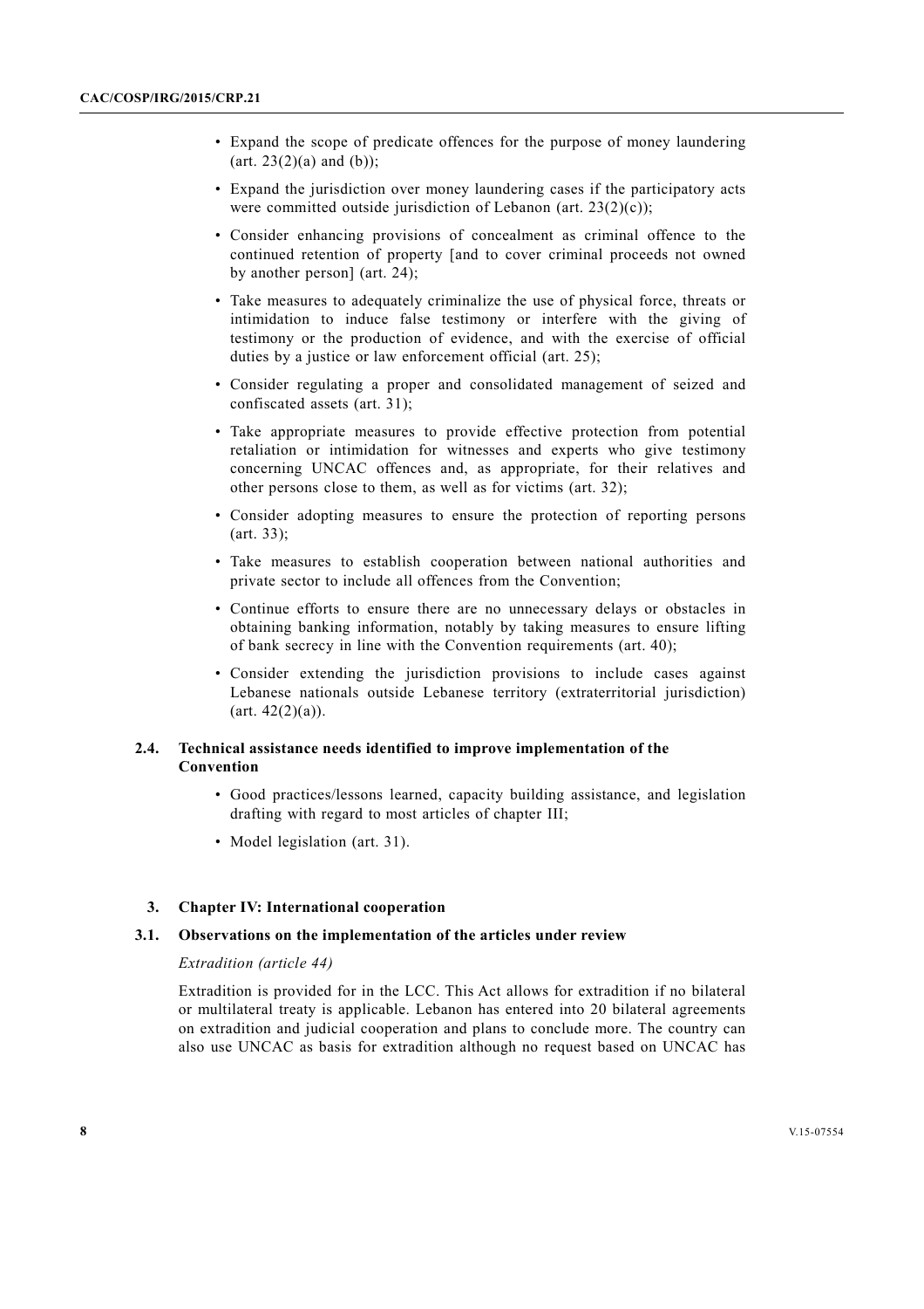- Expand the scope of predicate offences for the purpose of money laundering (art. 23(2)(a) and (b));
- Expand the jurisdiction over money laundering cases if the participatory acts were committed outside jurisdiction of Lebanon (art. 23(2)(c));
- Consider enhancing provisions of concealment as criminal offence to the continued retention of property [and to cover criminal proceeds not owned by another person] (art. 24);
- Take measures to adequately criminalize the use of physical force, threats or intimidation to induce false testimony or interfere with the giving of testimony or the production of evidence, and with the exercise of official duties by a justice or law enforcement official (art. 25);
- Consider regulating a proper and consolidated management of seized and confiscated assets (art. 31);
- Take appropriate measures to provide effective protection from potential retaliation or intimidation for witnesses and experts who give testimony concerning UNCAC offences and, as appropriate, for their relatives and other persons close to them, as well as for victims (art. 32);
- Consider adopting measures to ensure the protection of reporting persons (art. 33);
- Take measures to establish cooperation between national authorities and private sector to include all offences from the Convention;
- Continue efforts to ensure there are no unnecessary delays or obstacles in obtaining banking information, notably by taking measures to ensure lifting of bank secrecy in line with the Convention requirements (art. 40);
- Consider extending the jurisdiction provisions to include cases against Lebanese nationals outside Lebanese territory (extraterritorial jurisdiction) (art. 42(2)(a)).

### 2.4. Technical assistance needs identified to improve implementation of the Convention

- Good practices/lessons learned, capacity building assistance, and legislation drafting with regard to most articles of chapter III;
- Model legislation (art. 31).

## 3. Chapter IV: International cooperation

### 3.1. Observations on the implementation of the articles under review

*Extradition (article 44)*

Extradition is provided for in the LCC. This Act allows for extradition if no bilateral or multilateral treaty is applicable. Lebanon has entered into 20 bilateral agreements on extradition and judicial cooperation and plans to conclude more. The country can also use UNCAC as basis for extradition although no request based on UNCAC has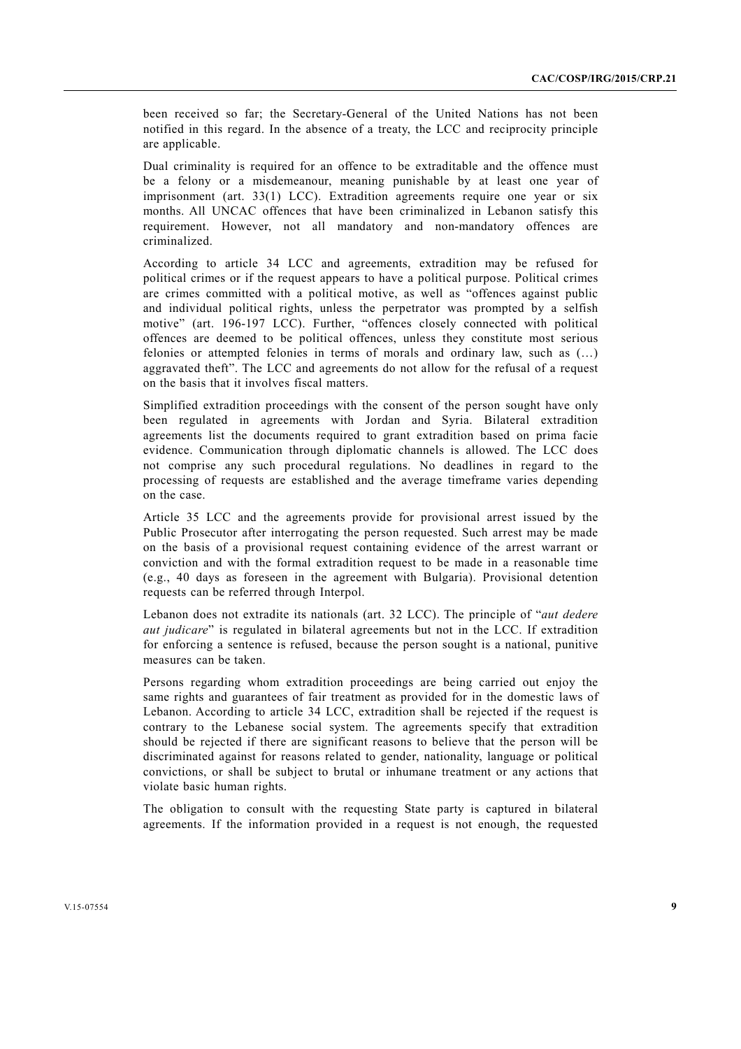been received so far; the Secretary-General of the United Nations has not been notified in this regard. In the absence of a treaty, the LCC and reciprocity principle are applicable.

Dual criminality is required for an offence to be extraditable and the offence must be a felony or a misdemeanour, meaning punishable by at least one year of imprisonment (art. 33(1) LCC). Extradition agreements require one year or six months. All UNCAC offences that have been criminalized in Lebanon satisfy this requirement. However, not all mandatory and non-mandatory offences are criminalized.

According to article 34 LCC and agreements, extradition may be refused for political crimes or if the request appears to have a political purpose. Political crimes are crimes committed with a political motive, as well as "offences against public and individual political rights, unless the perpetrator was prompted by a selfish motive" (art. 196-197 LCC). Further, "offences closely connected with political offences are deemed to be political offences, unless they constitute most serious felonies or attempted felonies in terms of morals and ordinary law, such as (…) aggravated theft". The LCC and agreements do not allow for the refusal of a request on the basis that it involves fiscal matters.

Simplified extradition proceedings with the consent of the person sought have only been regulated in agreements with Jordan and Syria. Bilateral extradition agreements list the documents required to grant extradition based on prima facie evidence. Communication through diplomatic channels is allowed. The LCC does not comprise any such procedural regulations. No deadlines in regard to the processing of requests are established and the average timeframe varies depending on the case.

Article 35 LCC and the agreements provide for provisional arrest issued by the Public Prosecutor after interrogating the person requested. Such arrest may be made on the basis of a provisional request containing evidence of the arrest warrant or conviction and with the formal extradition request to be made in a reasonable time (e.g., 40 days as foreseen in the agreement with Bulgaria). Provisional detention requests can be referred through Interpol.

Lebanon does not extradite its nationals (art. 32 LCC). The principle of "*aut dedere aut judicare*" is regulated in bilateral agreements but not in the LCC. If extradition for enforcing a sentence is refused, because the person sought is a national, punitive measures can be taken.

Persons regarding whom extradition proceedings are being carried out enjoy the same rights and guarantees of fair treatment as provided for in the domestic laws of Lebanon. According to article 34 LCC, extradition shall be rejected if the request is contrary to the Lebanese social system. The agreements specify that extradition should be rejected if there are significant reasons to believe that the person will be discriminated against for reasons related to gender, nationality, language or political convictions, or shall be subject to brutal or inhumane treatment or any actions that violate basic human rights.

The obligation to consult with the requesting State party is captured in bilateral agreements. If the information provided in a request is not enough, the requested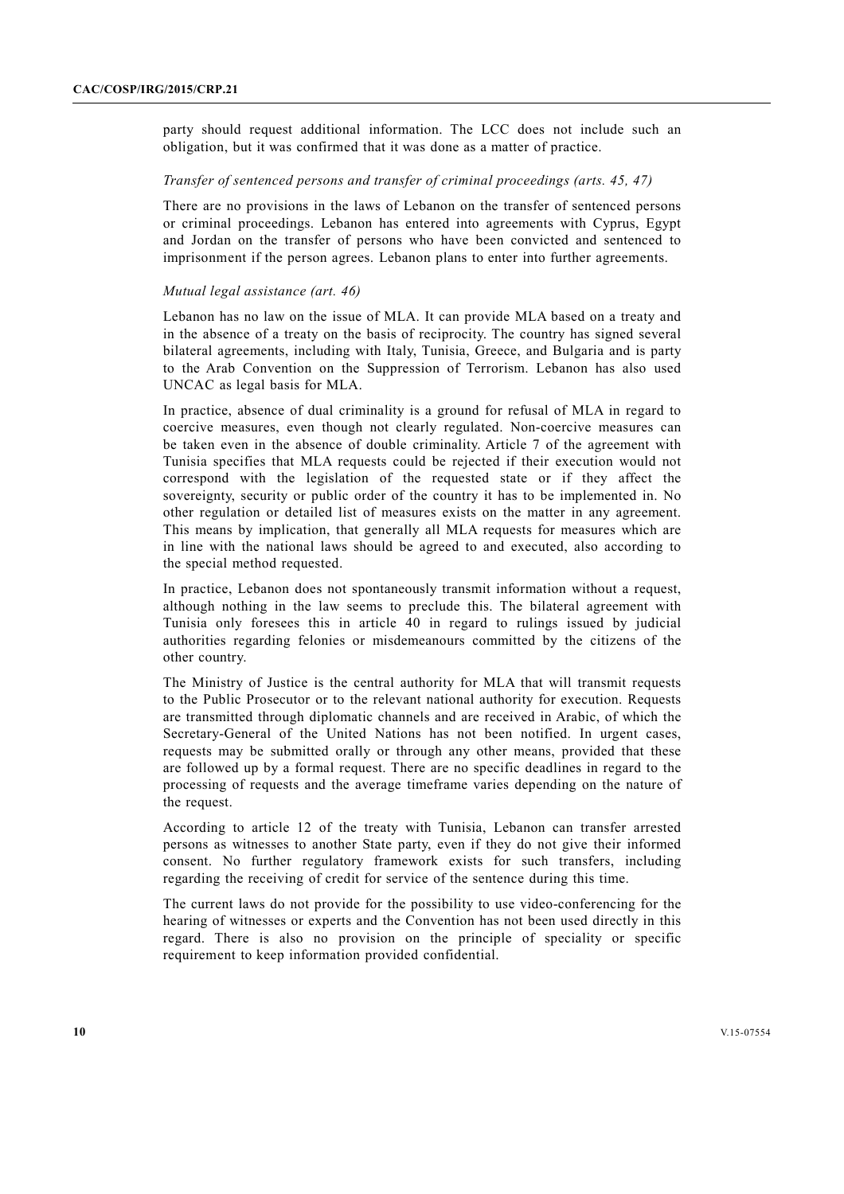party should request additional information. The LCC does not include such an obligation, but it was confirmed that it was done as a matter of practice.

*Transfer of sentenced persons and transfer of criminal proceedings (arts. 45, 47)*

There are no provisions in the laws of Lebanon on the transfer of sentenced persons or criminal proceedings. Lebanon has entered into agreements with Cyprus, Egypt and Jordan on the transfer of persons who have been convicted and sentenced to imprisonment if the person agrees. Lebanon plans to enter into further agreements.

*Mutual legal assistance (art. 46)*

Lebanon has no law on the issue of MLA. It can provide MLA based on a treaty and in the absence of a treaty on the basis of reciprocity. The country has signed several bilateral agreements, including with Italy, Tunisia, Greece, and Bulgaria and is party to the Arab Convention on the Suppression of Terrorism. Lebanon has also used UNCAC as legal basis for MLA.

In practice, absence of dual criminality is a ground for refusal of MLA in regard to coercive measures, even though not clearly regulated. Non-coercive measures can be taken even in the absence of double criminality. Article 7 of the agreement with Tunisia specifies that MLA requests could be rejected if their execution would not correspond with the legislation of the requested state or if they affect the sovereignty, security or public order of the country it has to be implemented in. No other regulation or detailed list of measures exists on the matter in any agreement. This means by implication, that generally all MLA requests for measures which are in line with the national laws should be agreed to and executed, also according to the special method requested.

In practice, Lebanon does not spontaneously transmit information without a request, although nothing in the law seems to preclude this. The bilateral agreement with Tunisia only foresees this in article 40 in regard to rulings issued by judicial authorities regarding felonies or misdemeanours committed by the citizens of the other country.

The Ministry of Justice is the central authority for MLA that will transmit requests to the Public Prosecutor or to the relevant national authority for execution. Requests are transmitted through diplomatic channels and are received in Arabic, of which the Secretary-General of the United Nations has not been notified. In urgent cases, requests may be submitted orally or through any other means, provided that these are followed up by a formal request. There are no specific deadlines in regard to the processing of requests and the average timeframe varies depending on the nature of the request.

According to article 12 of the treaty with Tunisia, Lebanon can transfer arrested persons as witnesses to another State party, even if they do not give their informed consent. No further regulatory framework exists for such transfers, including regarding the receiving of credit for service of the sentence during this time.

The current laws do not provide for the possibility to use video-conferencing for the hearing of witnesses or experts and the Convention has not been used directly in this regard. There is also no provision on the principle of speciality or specific requirement to keep information provided confidential.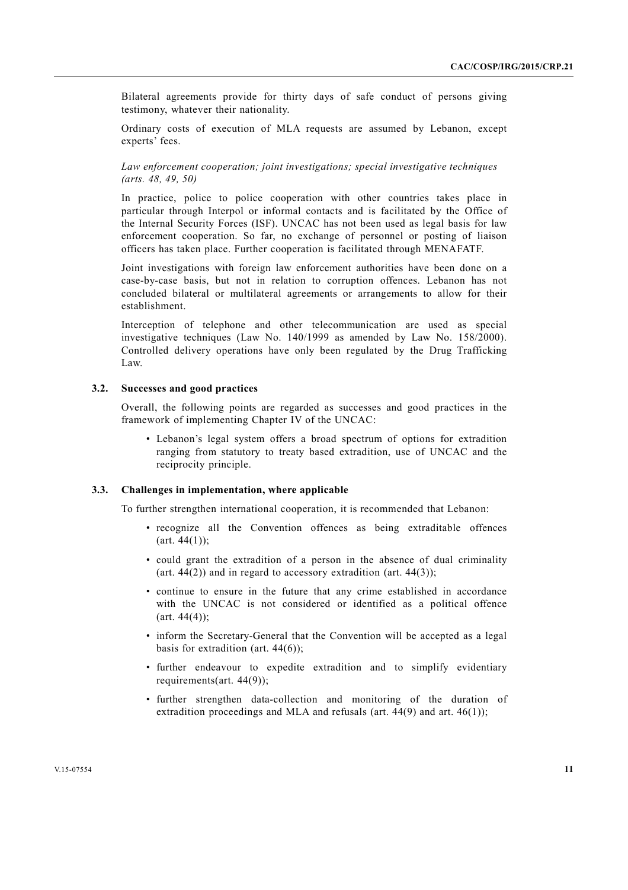Bilateral agreements provide for thirty days of safe conduct of persons giving testimony, whatever their nationality.

Ordinary costs of execution of MLA requests are assumed by Lebanon, except experts' fees.

*Law enforcement cooperation; joint investigations; special investigative techniques (arts. 48, 49, 50)*

In practice, police to police cooperation with other countries takes place in particular through Interpol or informal contacts and is facilitated by the Office of the Internal Security Forces (ISF). UNCAC has not been used as legal basis for law enforcement cooperation. So far, no exchange of personnel or posting of liaison officers has taken place. Further cooperation is facilitated through MENAFATF.

Joint investigations with foreign law enforcement authorities have been done on a case-by-case basis, but not in relation to corruption offences. Lebanon has not concluded bilateral or multilateral agreements or arrangements to allow for their establishment.

Interception of telephone and other telecommunication are used as special investigative techniques (Law No. 140/1999 as amended by Law No. 158/2000). Controlled delivery operations have only been regulated by the Drug Trafficking Law.

### 3.2. Successes and good practices

Overall, the following points are regarded as successes and good practices in the framework of implementing Chapter IV of the UNCAC:

- Lebanon's legal system offers a broad spectrum of options for extradition ranging from statutory to treaty based extradition, use of UNCAC and the reciprocity principle.

### 3.3. Challenges in implementation, where applicable

To further strengthen international cooperation, it is recommended that Lebanon:

- recognize all the Convention offences as being extraditable offences (art. 44(1));
- could grant the extradition of a person in the absence of dual criminality (art. 44(2)) and in regard to accessory extradition (art. 44(3));
- continue to ensure in the future that any crime established in accordance with the UNCAC is not considered or identified as a political offence (art. 44(4));
- inform the Secretary-General that the Convention will be accepted as a legal basis for extradition (art. 44(6));
- further endeavour to expedite extradition and to simplify evidentiary requirements(art. 44(9));
- further strengthen data-collection and monitoring of the duration of extradition proceedings and MLA and refusals (art. 44(9) and art. 46(1));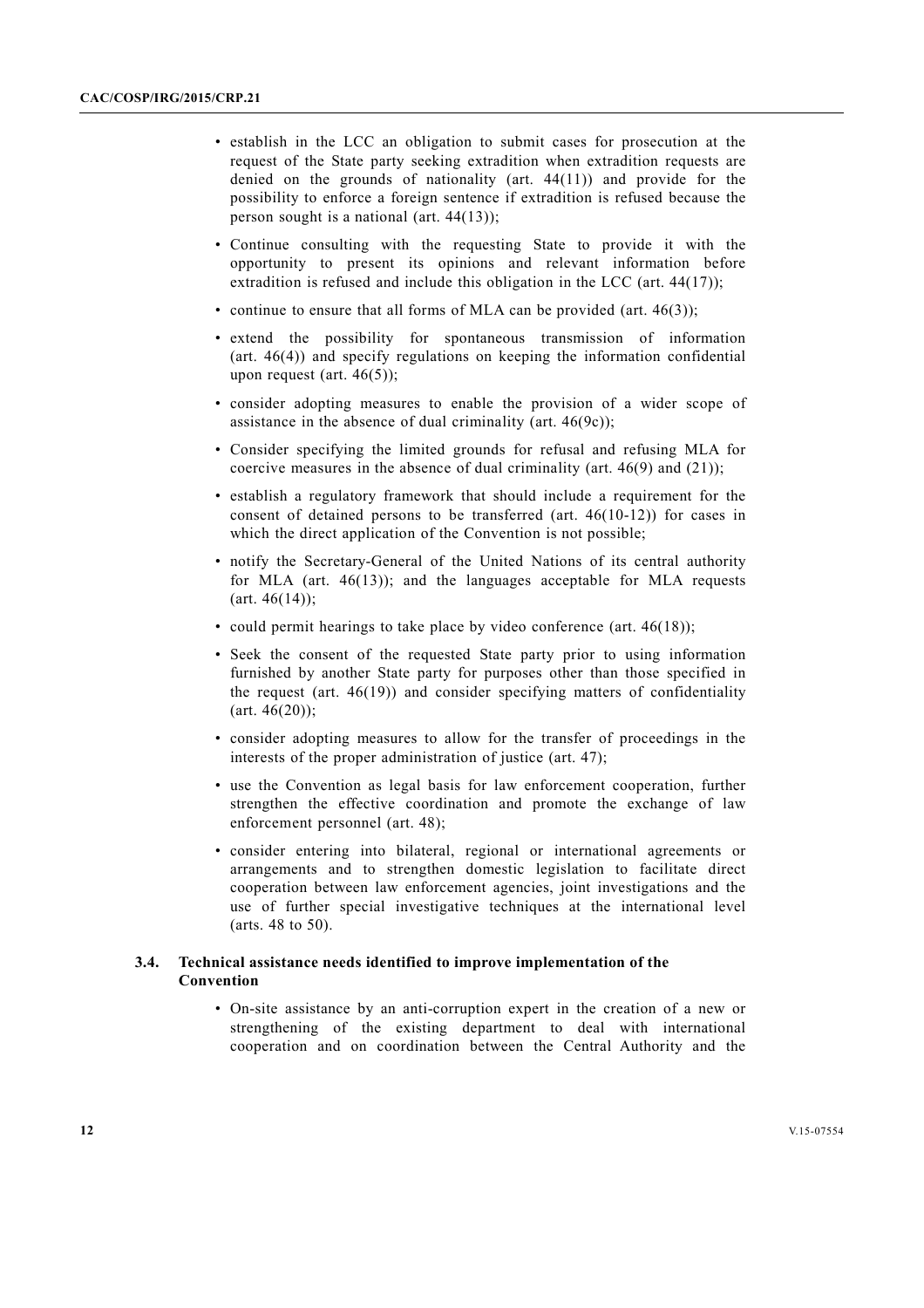- establish in the LCC an obligation to submit cases for prosecution at the request of the State party seeking extradition when extradition requests are denied on the grounds of nationality (art. 44(11)) and provide for the possibility to enforce a foreign sentence if extradition is refused because the person sought is a national (art. 44(13));
- Continue consulting with the requesting State to provide it with the opportunity to present its opinions and relevant information before extradition is refused and include this obligation in the LCC (art. 44(17));
- continue to ensure that all forms of MLA can be provided (art. 46(3));
- extend the possibility for spontaneous transmission of information (art. 46(4)) and specify regulations on keeping the information confidential upon request (art. 46(5));
- consider adopting measures to enable the provision of a wider scope of assistance in the absence of dual criminality (art. 46(9c));
- Consider specifying the limited grounds for refusal and refusing MLA for coercive measures in the absence of dual criminality (art. 46(9) and (21));
- establish a regulatory framework that should include a requirement for the consent of detained persons to be transferred (art. 46(10-12)) for cases in which the direct application of the Convention is not possible;
- notify the Secretary-General of the United Nations of its central authority for MLA (art. 46(13)); and the languages acceptable for MLA requests (art. 46(14));
- could permit hearings to take place by video conference (art. 46(18));
- Seek the consent of the requested State party prior to using information furnished by another State party for purposes other than those specified in the request (art. 46(19)) and consider specifying matters of confidentiality (art. 46(20));
- consider adopting measures to allow for the transfer of proceedings in the interests of the proper administration of justice (art. 47);
- use the Convention as legal basis for law enforcement cooperation, further strengthen the effective coordination and promote the exchange of law enforcement personnel (art. 48);
- consider entering into bilateral, regional or international agreements or arrangements and to strengthen domestic legislation to facilitate direct cooperation between law enforcement agencies, joint investigations and the use of further special investigative techniques at the international level (arts. 48 to 50).

### 3.4. Technical assistance needs identified to improve implementation of the Convention

- On-site assistance by an anti-corruption expert in the creation of a new or strengthening of the existing department to deal with international cooperation and on coordination between the Central Authority and the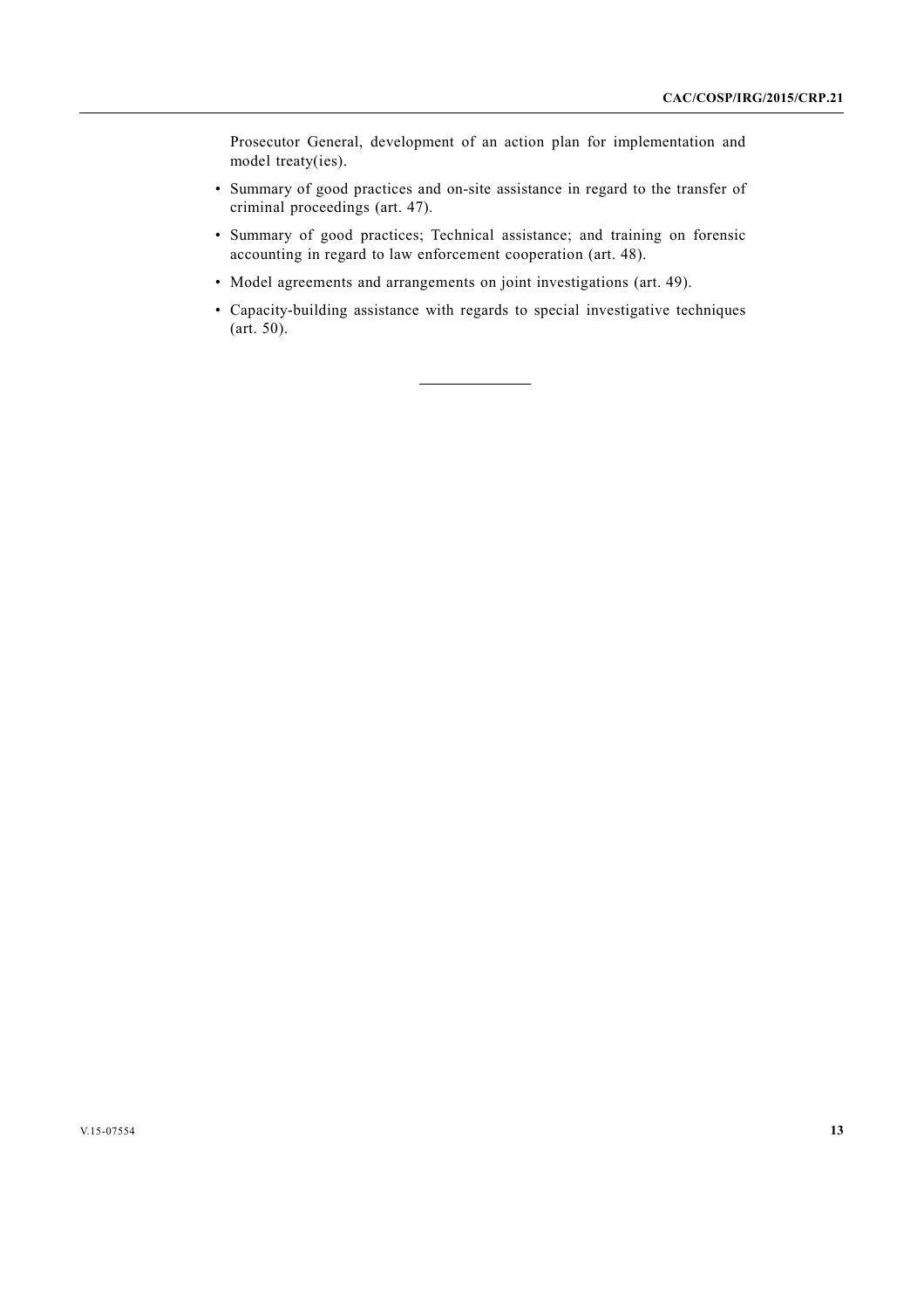Prosecutor General, development of an action plan for implementation and model treaty(ies).

- Summary of good practices and on-site assistance in regard to the transfer of criminal proceedings (art. 47).
- Summary of good practices; Technical assistance; and training on forensic accounting in regard to law enforcement cooperation (art. 48).
- Model agreements and arrangements on joint investigations (art. 49).
- Capacity-building assistance with regards to special investigative techniques (art. 50).